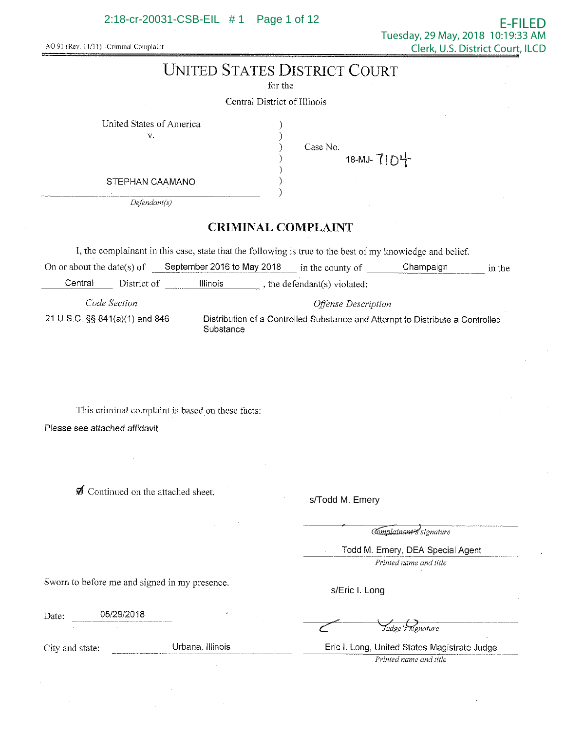AO 91 (Rev. 11/11) Criminal Complaint

# UNITED STATES DISTRICT COURT

for the

Central District of Illinois

United States of America
v.

STEPHAN CAAMANO

*Defendant(s)*

Case No. 18-MJ- 7104

## CRIMINAL COMPLAINT

I, the complainant in this case, state that the following is true to the best of my knowledge and belief.

On or about the date(s) of September 2016 to May 2018 in the county of Champaign in the Central District of Illinois, the defendant(s) violated:

| *Code Section* | *Offense Description* |
|---|---|
| 21 U.S.C. §§ 841(a)(1) and 846 | Distribution of a Controlled Substance and Attempt to Distribute a Controlled Substance |

This criminal complaint is based on these facts:

Please see attached affidavit.

☑ Continued on the attached sheet.

s/Todd M. Emery

*Complainant's signature*

Todd M. Emery, DEA Special Agent

*Printed name and title*

Sworn to before me and signed in my presence.

Date: 05/29/2018

s/Eric I. Long

*Judge's signature*

City and state: Urbana, Illinois

Eric I. Long, United States Magistrate Judge

*Printed name and title*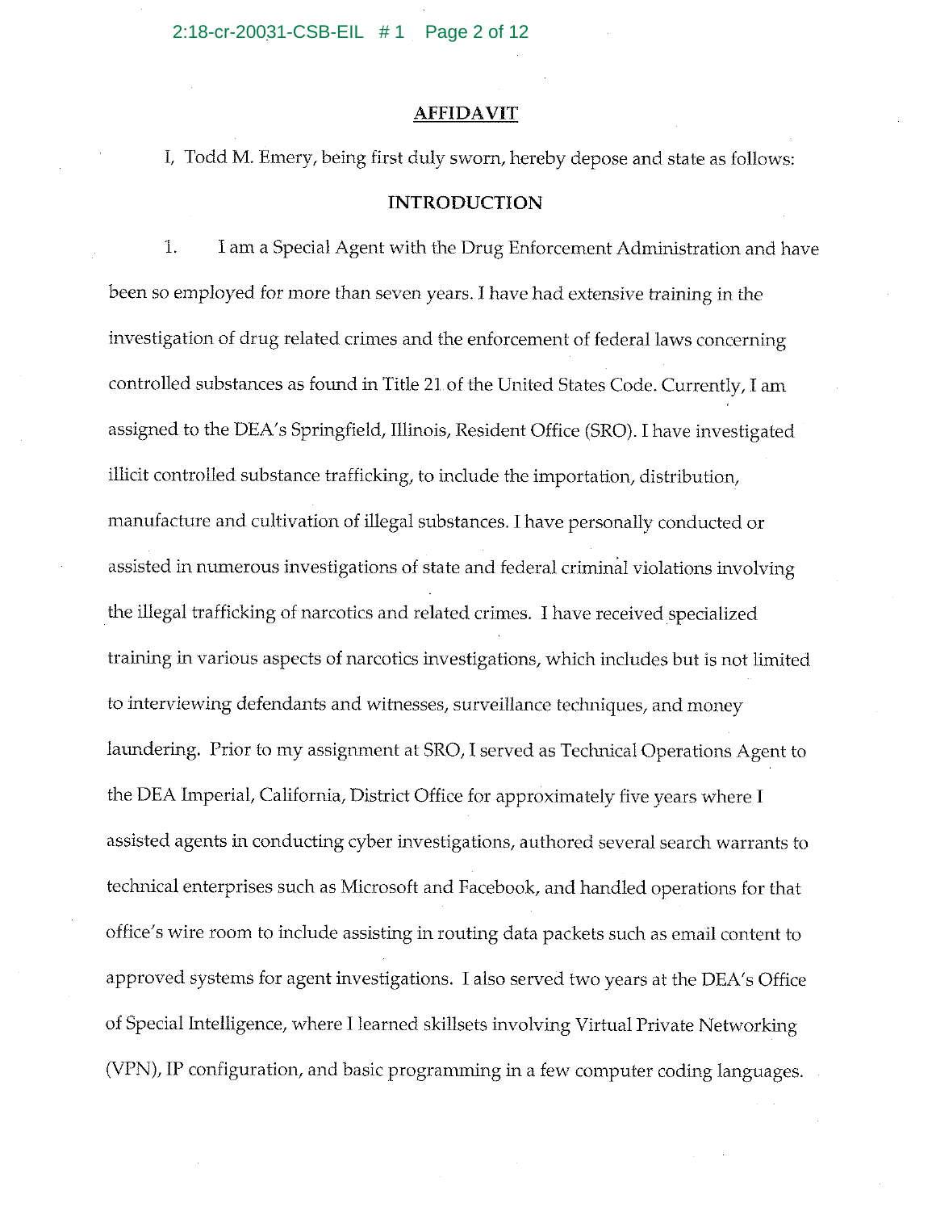# AFFIDAVIT

I, Todd M. Emery, being first duly sworn, hereby depose and state as follows:

## INTRODUCTION

1. I am a Special Agent with the Drug Enforcement Administration and have been so employed for more than seven years. I have had extensive training in the investigation of drug related crimes and the enforcement of federal laws concerning controlled substances as found in Title 21 of the United States Code. Currently, I am assigned to the DEA's Springfield, Illinois, Resident Office (SRO). I have investigated illicit controlled substance trafficking, to include the importation, distribution, manufacture and cultivation of illegal substances. I have personally conducted or assisted in numerous investigations of state and federal criminal violations involving the illegal trafficking of narcotics and related crimes. I have received specialized training in various aspects of narcotics investigations, which includes but is not limited to interviewing defendants and witnesses, surveillance techniques, and money laundering. Prior to my assignment at SRO, I served as Technical Operations Agent to the DEA Imperial, California, District Office for approximately five years where I assisted agents in conducting cyber investigations, authored several search warrants to technical enterprises such as Microsoft and Facebook, and handled operations for that office's wire room to include assisting in routing data packets such as email content to approved systems for agent investigations. I also served two years at the DEA's Office of Special Intelligence, where I learned skillsets involving Virtual Private Networking (VPN), IP configuration, and basic programming in a few computer coding languages.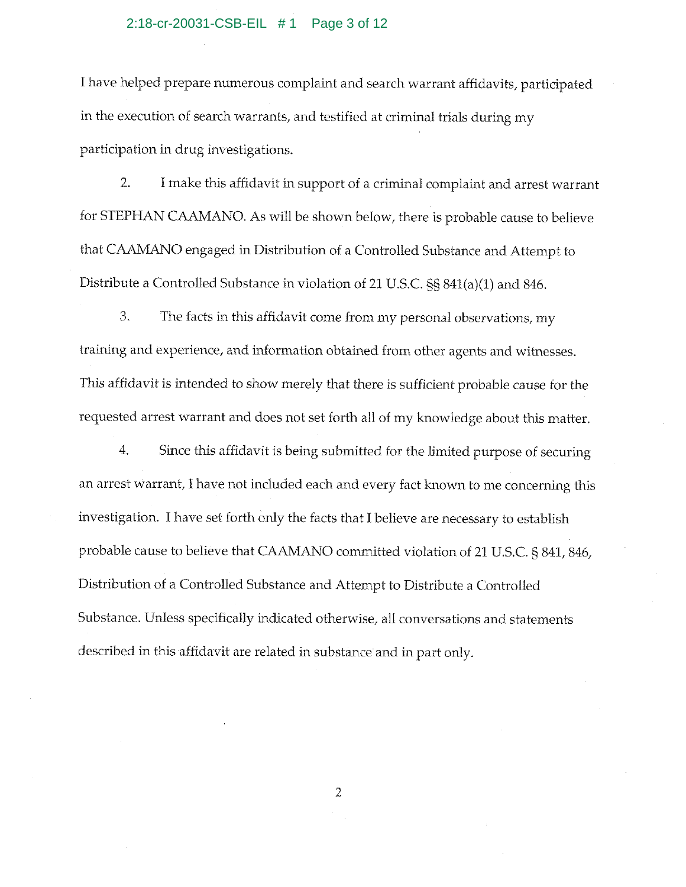I have helped prepare numerous complaint and search warrant affidavits, participated in the execution of search warrants, and testified at criminal trials during my participation in drug investigations.

2. I make this affidavit in support of a criminal complaint and arrest warrant for STEPHAN CAAMANO. As will be shown below, there is probable cause to believe that CAAMANO engaged in Distribution of a Controlled Substance and Attempt to Distribute a Controlled Substance in violation of 21 U.S.C. §§ 841(a)(1) and 846.

3. The facts in this affidavit come from my personal observations, my training and experience, and information obtained from other agents and witnesses. This affidavit is intended to show merely that there is sufficient probable cause for the requested arrest warrant and does not set forth all of my knowledge about this matter.

4. Since this affidavit is being submitted for the limited purpose of securing an arrest warrant, I have not included each and every fact known to me concerning this investigation. I have set forth only the facts that I believe are necessary to establish probable cause to believe that CAAMANO committed violation of 21 U.S.C. § 841, 846, Distribution of a Controlled Substance and Attempt to Distribute a Controlled Substance. Unless specifically indicated otherwise, all conversations and statements described in this affidavit are related in substance and in part only.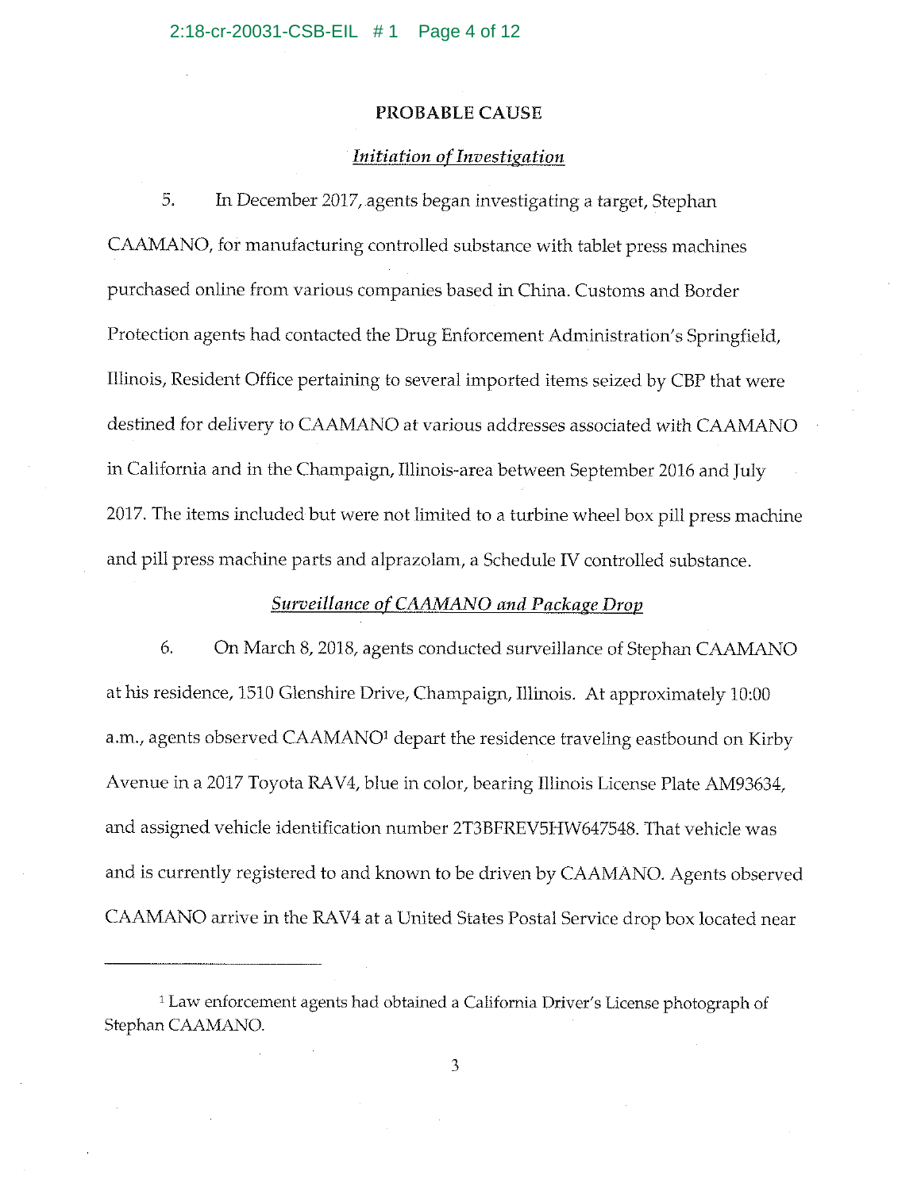## PROBABLE CAUSE

### *Initiation of Investigation*

5. In December 2017, agents began investigating a target, Stephan CAAMANO, for manufacturing controlled substance with tablet press machines purchased online from various companies based in China. Customs and Border Protection agents had contacted the Drug Enforcement Administration's Springfield, Illinois, Resident Office pertaining to several imported items seized by CBP that were destined for delivery to CAAMANO at various addresses associated with CAAMANO in California and in the Champaign, Illinois-area between September 2016 and July 2017. The items included but were not limited to a turbine wheel box pill press machine and pill press machine parts and alprazolam, a Schedule IV controlled substance.

### *Surveillance of CAAMANO and Package Drop*

6. On March 8, 2018, agents conducted surveillance of Stephan CAAMANO at his residence, 1510 Glenshire Drive, Champaign, Illinois. At approximately 10:00 a.m., agents observed CAAMANO[1] depart the residence traveling eastbound on Kirby Avenue in a 2017 Toyota RAV4, blue in color, bearing Illinois License Plate AM93634, and assigned vehicle identification number 2T3BFREV5HW647548. That vehicle was and is currently registered to and known to be driven by CAAMANO. Agents observed CAAMANO arrive in the RAV4 at a United States Postal Service drop box located near

---

[1] Law enforcement agents had obtained a California Driver's License photograph of Stephan CAAMANO.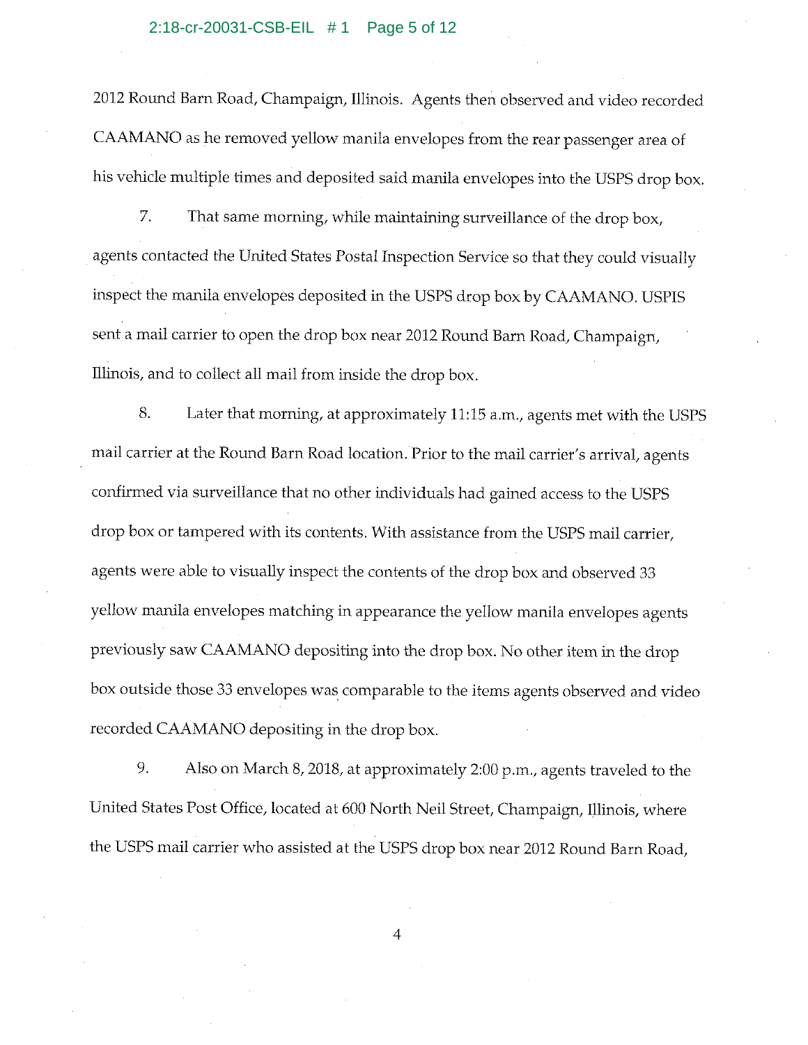2012 Round Barn Road, Champaign, Illinois. Agents then observed and video recorded CAAMANO as he removed yellow manila envelopes from the rear passenger area of his vehicle multiple times and deposited said manila envelopes into the USPS drop box.

7. That same morning, while maintaining surveillance of the drop box, agents contacted the United States Postal Inspection Service so that they could visually inspect the manila envelopes deposited in the USPS drop box by CAAMANO. USPIS sent a mail carrier to open the drop box near 2012 Round Barn Road, Champaign, Illinois, and to collect all mail from inside the drop box.

8. Later that morning, at approximately 11:15 a.m., agents met with the USPS mail carrier at the Round Barn Road location. Prior to the mail carrier's arrival, agents confirmed via surveillance that no other individuals had gained access to the USPS drop box or tampered with its contents. With assistance from the USPS mail carrier, agents were able to visually inspect the contents of the drop box and observed 33 yellow manila envelopes matching in appearance the yellow manila envelopes agents previously saw CAAMANO depositing into the drop box. No other item in the drop box outside those 33 envelopes was comparable to the items agents observed and video recorded CAAMANO depositing in the drop box.

9. Also on March 8, 2018, at approximately 2:00 p.m., agents traveled to the United States Post Office, located at 600 North Neil Street, Champaign, Illinois, where the USPS mail carrier who assisted at the USPS drop box near 2012 Round Barn Road,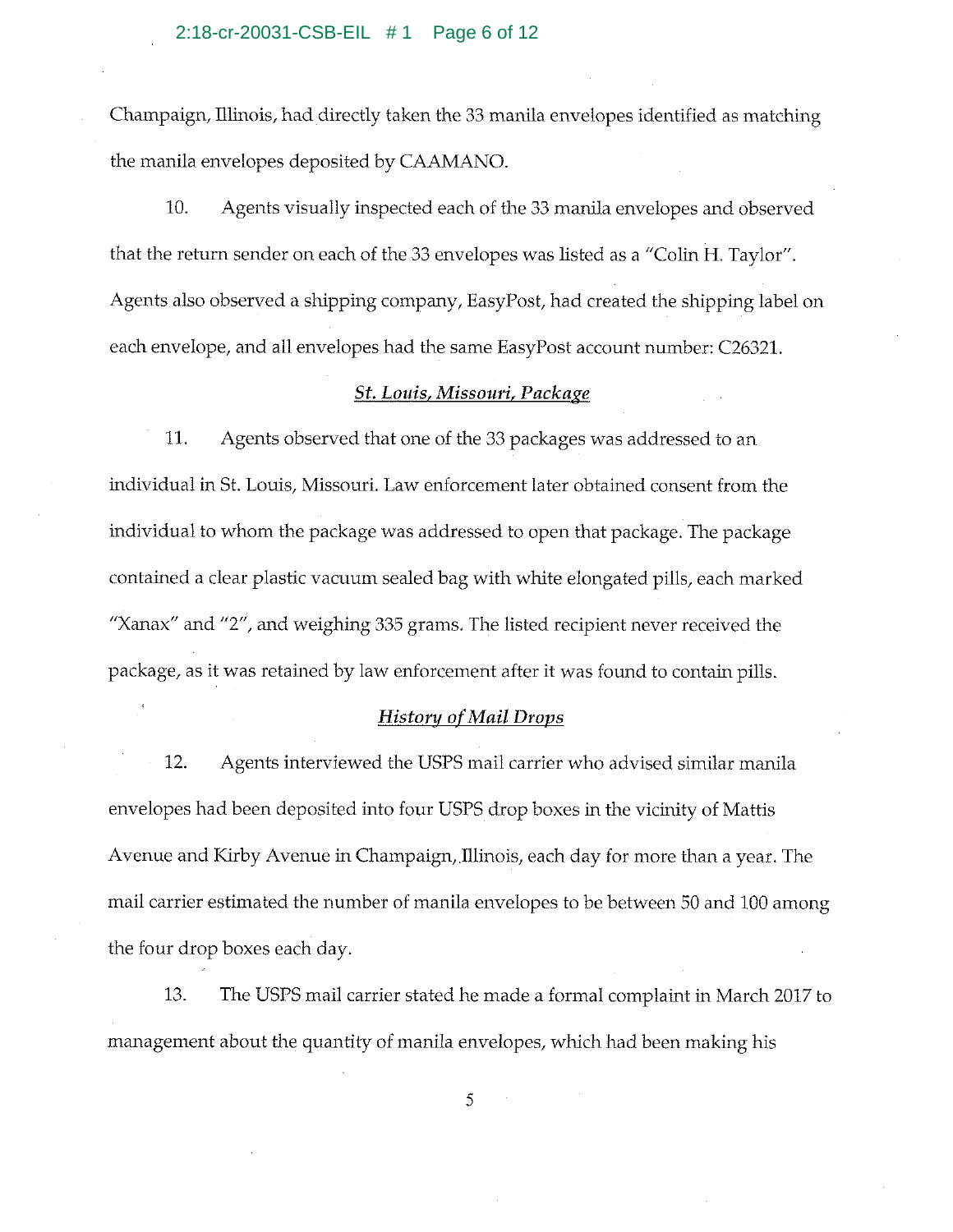Champaign, Illinois, had directly taken the 33 manila envelopes identified as matching the manila envelopes deposited by CAAMANO.

10. Agents visually inspected each of the 33 manila envelopes and observed that the return sender on each of the 33 envelopes was listed as a "Colin H. Taylor". Agents also observed a shipping company, EasyPost, had created the shipping label on each envelope, and all envelopes had the same EasyPost account number: C26321.

***St. Louis, Missouri, Package***

11. Agents observed that one of the 33 packages was addressed to an individual in St. Louis, Missouri. Law enforcement later obtained consent from the individual to whom the package was addressed to open that package. The package contained a clear plastic vacuum sealed bag with white elongated pills, each marked "Xanax" and "2", and weighing 335 grams. The listed recipient never received the package, as it was retained by law enforcement after it was found to contain pills.

***History of Mail Drops***

12. Agents interviewed the USPS mail carrier who advised similar manila envelopes had been deposited into four USPS drop boxes in the vicinity of Mattis Avenue and Kirby Avenue in Champaign, Illinois, each day for more than a year. The mail carrier estimated the number of manila envelopes to be between 50 and 100 among the four drop boxes each day.

13. The USPS mail carrier stated he made a formal complaint in March 2017 to management about the quantity of manila envelopes, which had been making his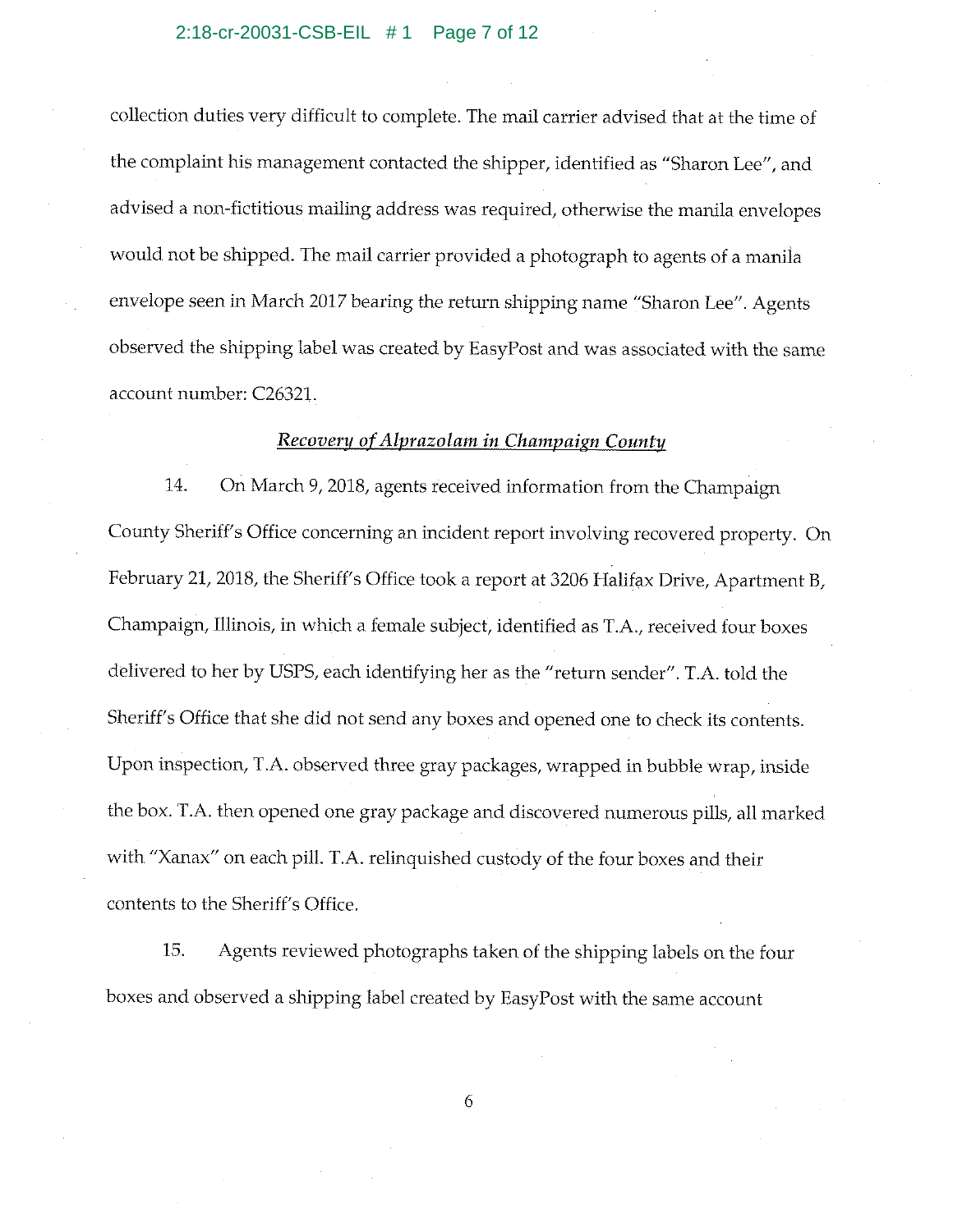collection duties very difficult to complete. The mail carrier advised that at the time of the complaint his management contacted the shipper, identified as "Sharon Lee", and advised a non-fictitious mailing address was required, otherwise the manila envelopes would not be shipped. The mail carrier provided a photograph to agents of a manila envelope seen in March 2017 bearing the return shipping name "Sharon Lee". Agents observed the shipping label was created by EasyPost and was associated with the same account number: C26321.

*Recovery of Alprazolam in Champaign County*

14. On March 9, 2018, agents received information from the Champaign County Sheriff's Office concerning an incident report involving recovered property. On February 21, 2018, the Sheriff's Office took a report at 3206 Halifax Drive, Apartment B, Champaign, Illinois, in which a female subject, identified as T.A., received four boxes delivered to her by USPS, each identifying her as the "return sender". T.A. told the Sheriff's Office that she did not send any boxes and opened one to check its contents. Upon inspection, T.A. observed three gray packages, wrapped in bubble wrap, inside the box. T.A. then opened one gray package and discovered numerous pills, all marked with "Xanax" on each pill. T.A. relinquished custody of the four boxes and their contents to the Sheriff's Office.

15. Agents reviewed photographs taken of the shipping labels on the four boxes and observed a shipping label created by EasyPost with the same account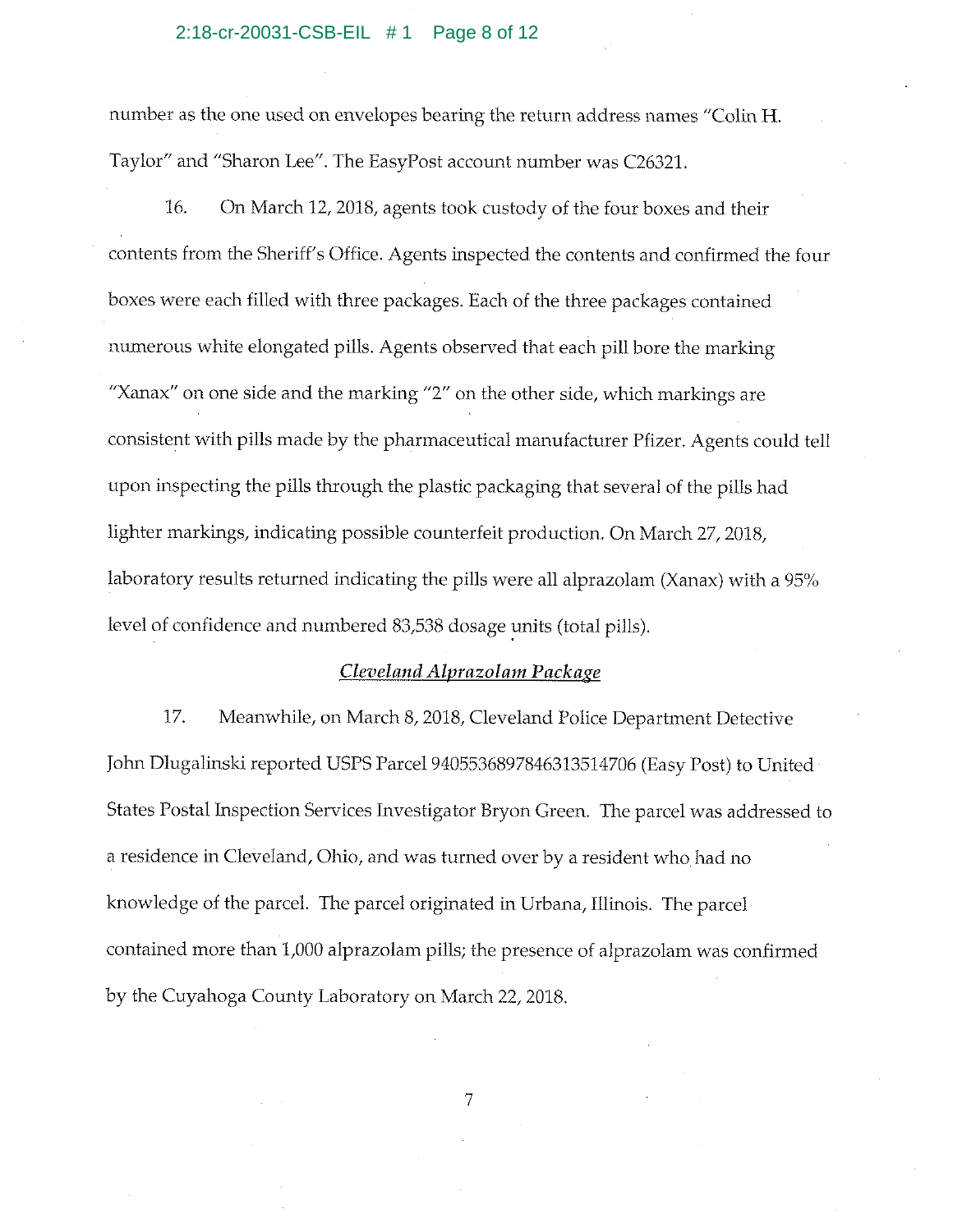number as the one used on envelopes bearing the return address names "Colin H. Taylor" and "Sharon Lee". The EasyPost account number was C26321.

16. On March 12, 2018, agents took custody of the four boxes and their contents from the Sheriff's Office. Agents inspected the contents and confirmed the four boxes were each filled with three packages. Each of the three packages contained numerous white elongated pills. Agents observed that each pill bore the marking "Xanax" on one side and the marking "2" on the other side, which markings are consistent with pills made by the pharmaceutical manufacturer Pfizer. Agents could tell upon inspecting the pills through the plastic packaging that several of the pills had lighter markings, indicating possible counterfeit production. On March 27, 2018, laboratory results returned indicating the pills were all alprazolam (Xanax) with a 95% level of confidence and numbered 83,538 dosage units (total pills).

*Cleveland Alprazolam Package*

17. Meanwhile, on March 8, 2018, Cleveland Police Department Detective John Dlugalinski reported USPS Parcel 9405536897846313514706 (Easy Post) to United States Postal Inspection Services Investigator Bryon Green. The parcel was addressed to a residence in Cleveland, Ohio, and was turned over by a resident who had no knowledge of the parcel. The parcel originated in Urbana, Illinois. The parcel contained more than 1,000 alprazolam pills; the presence of alprazolam was confirmed by the Cuyahoga County Laboratory on March 22, 2018.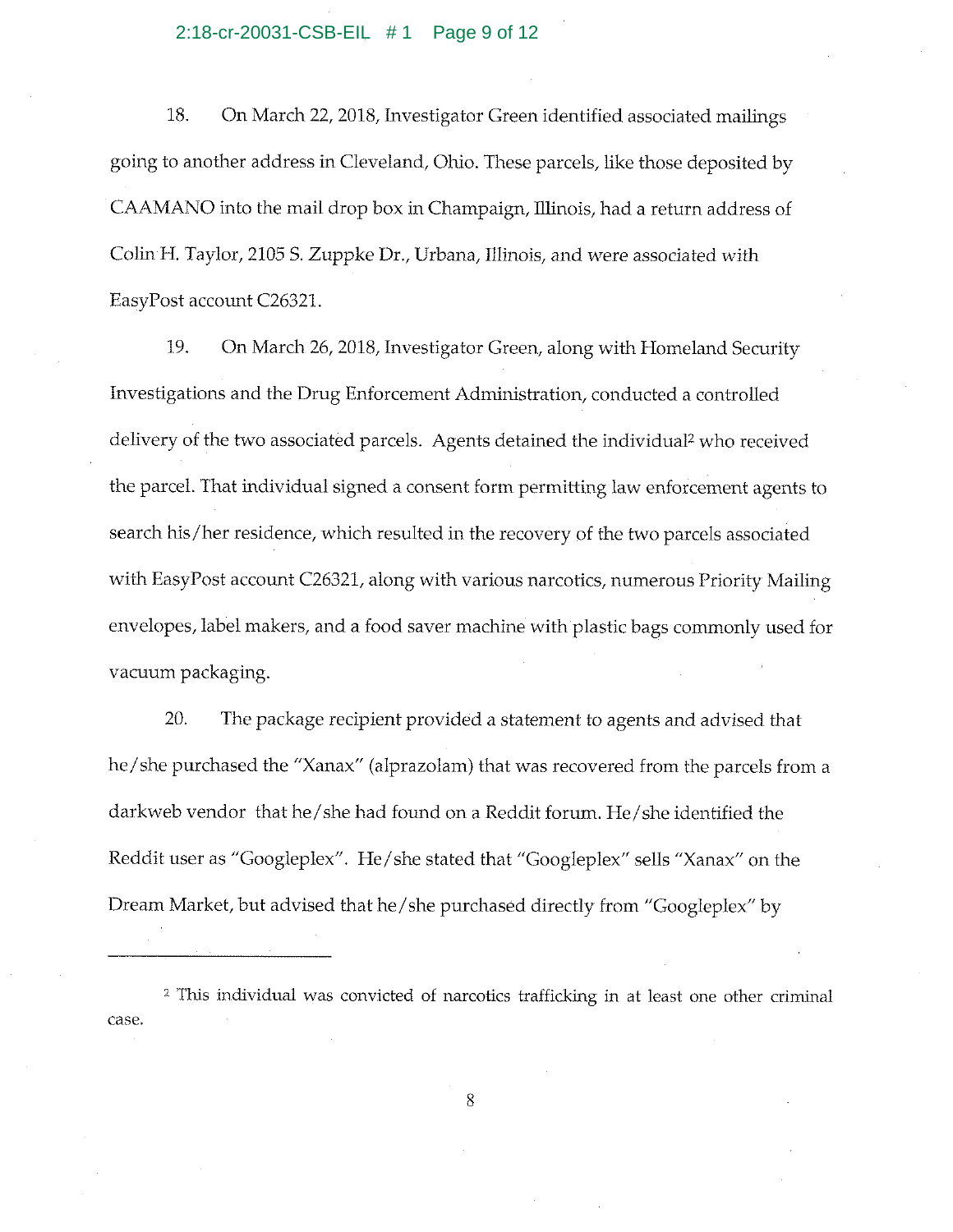18. On March 22, 2018, Investigator Green identified associated mailings going to another address in Cleveland, Ohio. These parcels, like those deposited by CAAMANO into the mail drop box in Champaign, Illinois, had a return address of Colin H. Taylor, 2105 S. Zuppke Dr., Urbana, Illinois, and were associated with EasyPost account C26321.

19. On March 26, 2018, Investigator Green, along with Homeland Security Investigations and the Drug Enforcement Administration, conducted a controlled delivery of the two associated parcels. Agents detained the individual[2] who received the parcel. That individual signed a consent form permitting law enforcement agents to search his/her residence, which resulted in the recovery of the two parcels associated with EasyPost account C26321, along with various narcotics, numerous Priority Mailing envelopes, label makers, and a food saver machine with plastic bags commonly used for vacuum packaging.

20. The package recipient provided a statement to agents and advised that he/she purchased the "Xanax" (alprazolam) that was recovered from the parcels from a darkweb vendor that he/she had found on a Reddit forum. He/she identified the Reddit user as "Googleplex". He/she stated that "Googleplex" sells "Xanax" on the Dream Market, but advised that he/she purchased directly from "Googleplex" by

---

[2] This individual was convicted of narcotics trafficking in at least one other criminal case.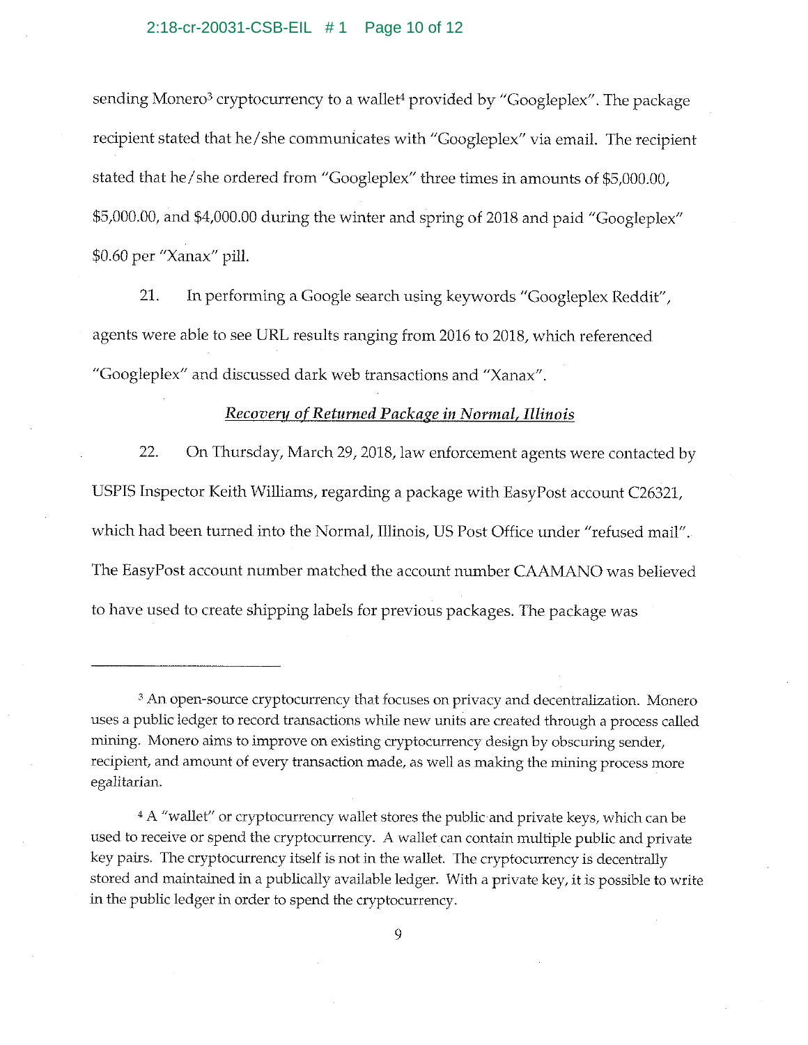sending Monero[3] cryptocurrency to a wallet[4] provided by "Googleplex". The package recipient stated that he/she communicates with "Googleplex" via email. The recipient stated that he/she ordered from "Googleplex" three times in amounts of $5,000.00, $5,000.00, and $4,000.00 during the winter and spring of 2018 and paid "Googleplex" $0.60 per "Xanax" pill.

21. In performing a Google search using keywords "Googleplex Reddit", agents were able to see URL results ranging from 2016 to 2018, which referenced "Googleplex" and discussed dark web transactions and "Xanax".

*__Recovery of Returned Package in Normal, Illinois__*

22. On Thursday, March 29, 2018, law enforcement agents were contacted by USPIS Inspector Keith Williams, regarding a package with EasyPost account C26321, which had been turned into the Normal, Illinois, US Post Office under "refused mail". The EasyPost account number matched the account number CAAMANO was believed to have used to create shipping labels for previous packages. The package was

---

[3] An open-source cryptocurrency that focuses on privacy and decentralization. Monero uses a public ledger to record transactions while new units are created through a process called mining. Monero aims to improve on existing cryptocurrency design by obscuring sender, recipient, and amount of every transaction made, as well as making the mining process more egalitarian.

[4] A "wallet" or cryptocurrency wallet stores the public and private keys, which can be used to receive or spend the cryptocurrency. A wallet can contain multiple public and private key pairs. The cryptocurrency itself is not in the wallet. The cryptocurrency is decentrally stored and maintained in a publically available ledger. With a private key, it is possible to write in the public ledger in order to spend the cryptocurrency.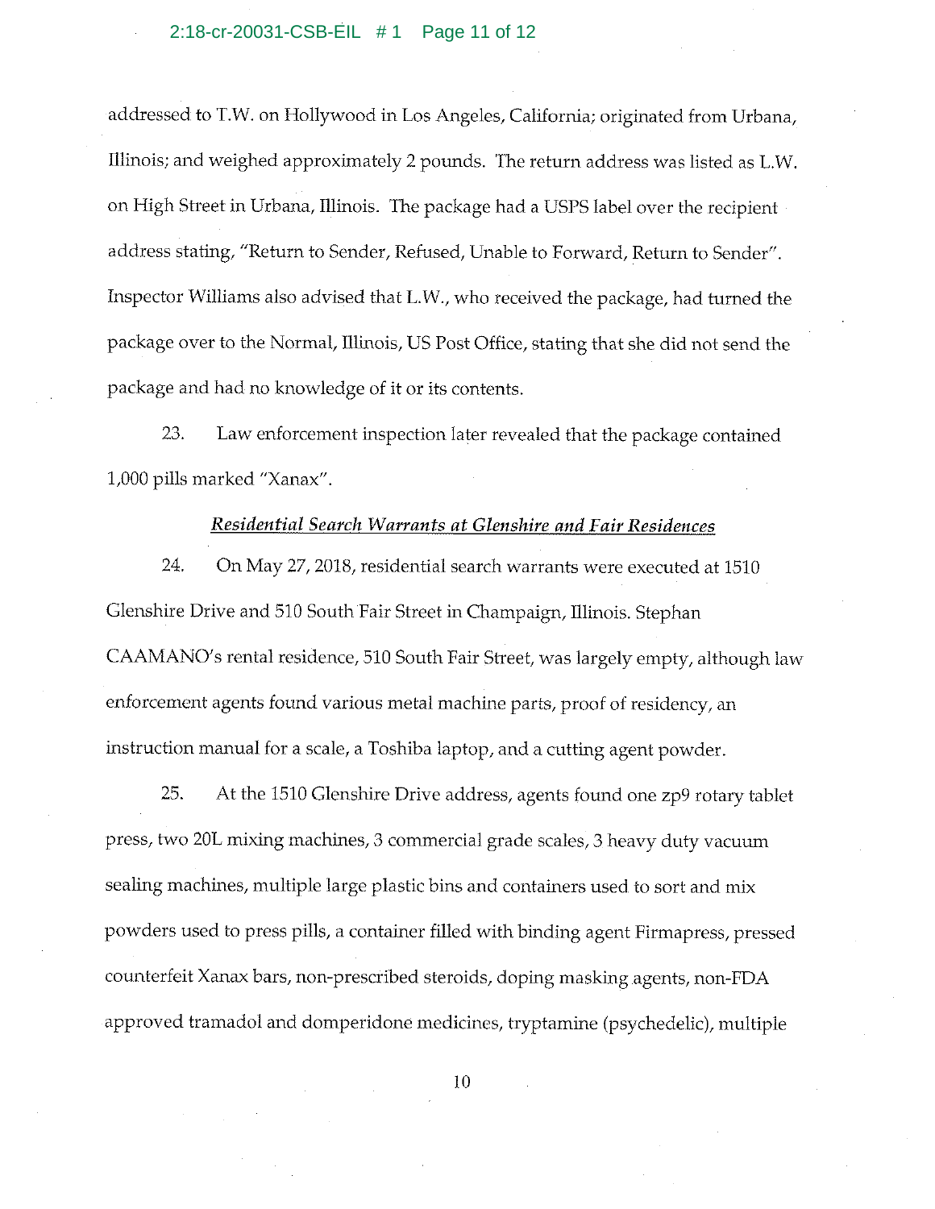addressed to T.W. on Hollywood in Los Angeles, California; originated from Urbana, Illinois; and weighed approximately 2 pounds. The return address was listed as L.W. on High Street in Urbana, Illinois. The package had a USPS label over the recipient address stating, "Return to Sender, Refused, Unable to Forward, Return to Sender". Inspector Williams also advised that L.W., who received the package, had turned the package over to the Normal, Illinois, US Post Office, stating that she did not send the package and had no knowledge of it or its contents.

23. Law enforcement inspection later revealed that the package contained 1,000 pills marked "Xanax".

***Residential Search Warrants at Glenshire and Fair Residences***

24. On May 27, 2018, residential search warrants were executed at 1510 Glenshire Drive and 510 South Fair Street in Champaign, Illinois. Stephan CAAMANO's rental residence, 510 South Fair Street, was largely empty, although law enforcement agents found various metal machine parts, proof of residency, an instruction manual for a scale, a Toshiba laptop, and a cutting agent powder.

25. At the 1510 Glenshire Drive address, agents found one zp9 rotary tablet press, two 20L mixing machines, 3 commercial grade scales, 3 heavy duty vacuum sealing machines, multiple large plastic bins and containers used to sort and mix powders used to press pills, a container filled with binding agent Firmapress, pressed counterfeit Xanax bars, non-prescribed steroids, doping masking agents, non-FDA approved tramadol and domperidone medicines, tryptamine (psychedelic), multiple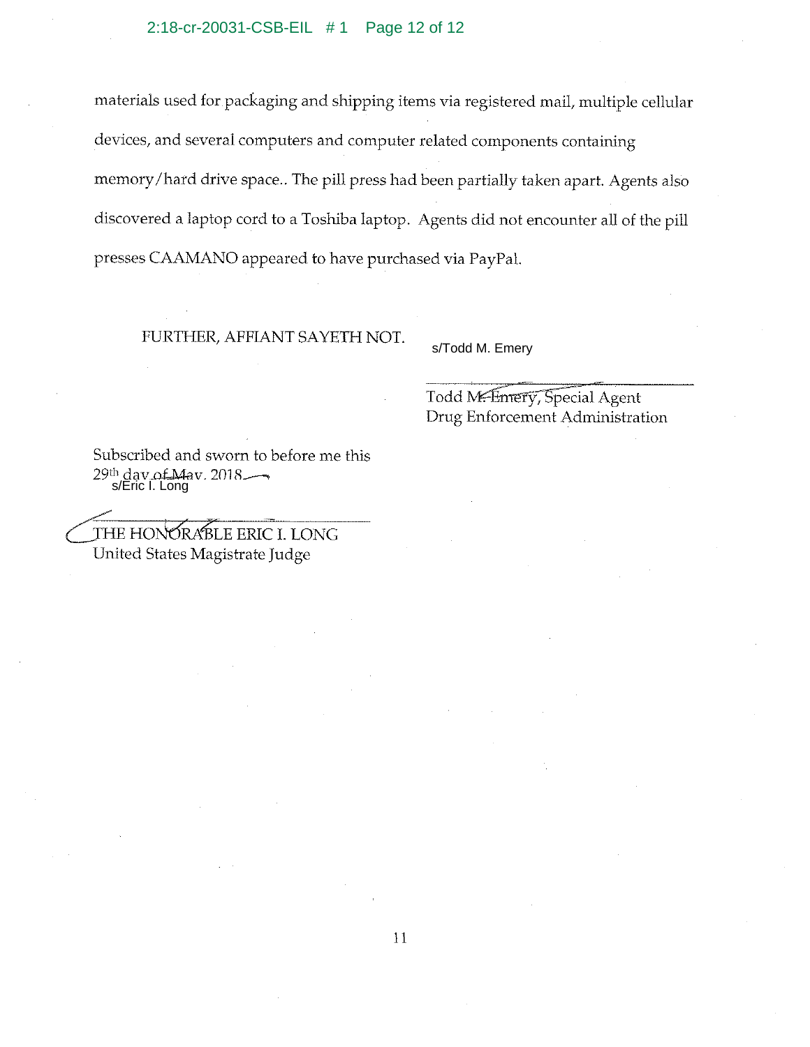materials used for packaging and shipping items via registered mail, multiple cellular devices, and several computers and computer related components containing memory/hard drive space.. The pill press had been partially taken apart. Agents also discovered a laptop cord to a Toshiba laptop. Agents did not encounter all of the pill presses CAAMANO appeared to have purchased via PayPal.

FURTHER, AFFIANT SAYETH NOT.

s/Todd M. Emery

Todd M. Emery, Special Agent
Drug Enforcement Administration

Subscribed and sworn to before me this 29th day of May, 2018.

s/Eric I. Long

THE HONORABLE ERIC I. LONG
United States Magistrate Judge